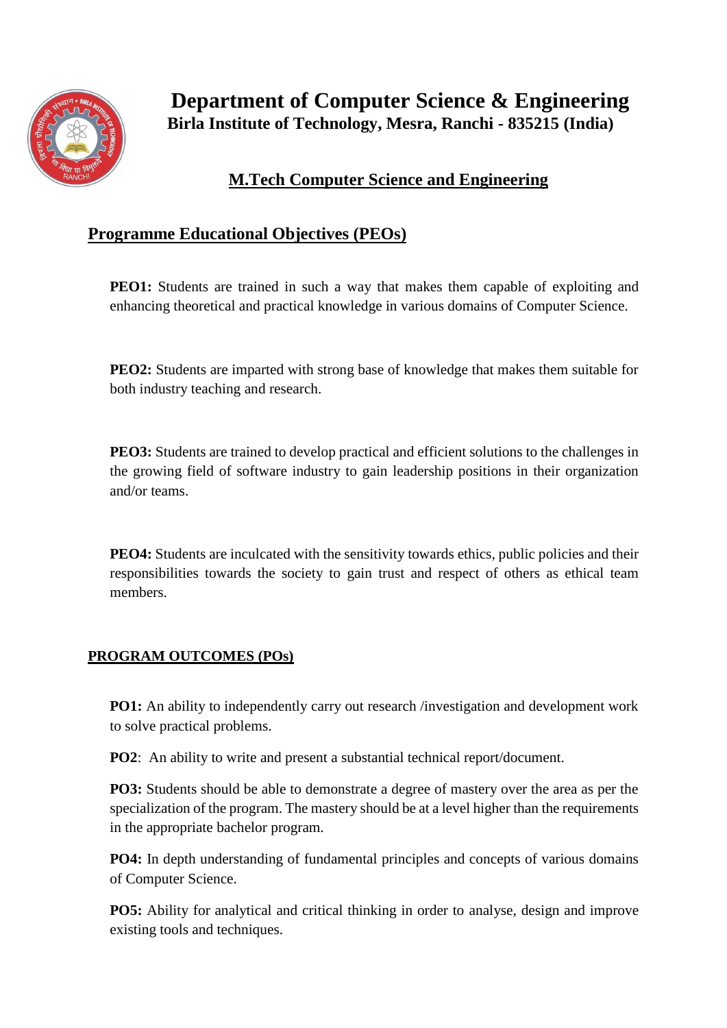# Department of Computer Science & Engineering

**Birla Institute of Technology, Mesra, Ranchi - 835215 (India)**

## M.Tech Computer Science and Engineering

## Programme Educational Objectives (PEOs)

**PEO1:** Students are trained in such a way that makes them capable of exploiting and enhancing theoretical and practical knowledge in various domains of Computer Science.

**PEO2:** Students are imparted with strong base of knowledge that makes them suitable for both industry teaching and research.

**PEO3:** Students are trained to develop practical and efficient solutions to the challenges in the growing field of software industry to gain leadership positions in their organization and/or teams.

**PEO4:** Students are inculcated with the sensitivity towards ethics, public policies and their responsibilities towards the society to gain trust and respect of others as ethical team members.

### PROGRAM OUTCOMES (POs)

**PO1:** An ability to independently carry out research /investigation and development work to solve practical problems.

**PO2**: An ability to write and present a substantial technical report/document.

**PO3:** Students should be able to demonstrate a degree of mastery over the area as per the specialization of the program. The mastery should be at a level higher than the requirements in the appropriate bachelor program.

**PO4:** In depth understanding of fundamental principles and concepts of various domains of Computer Science.

**PO5:** Ability for analytical and critical thinking in order to analyse, design and improve existing tools and techniques.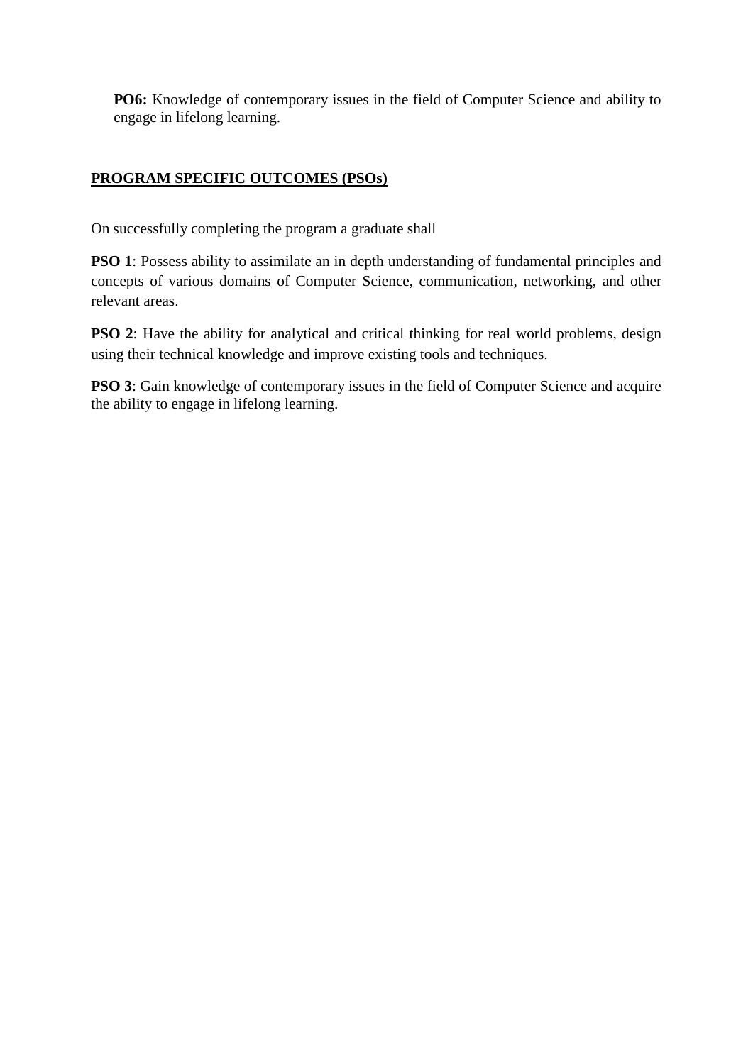**PO6:** Knowledge of contemporary issues in the field of Computer Science and ability to engage in lifelong learning.

## PROGRAM SPECIFIC OUTCOMES (PSOs)

On successfully completing the program a graduate shall

**PSO 1**: Possess ability to assimilate an in depth understanding of fundamental principles and concepts of various domains of Computer Science, communication, networking, and other relevant areas.

**PSO 2**: Have the ability for analytical and critical thinking for real world problems, design using their technical knowledge and improve existing tools and techniques.

**PSO 3**: Gain knowledge of contemporary issues in the field of Computer Science and acquire the ability to engage in lifelong learning.